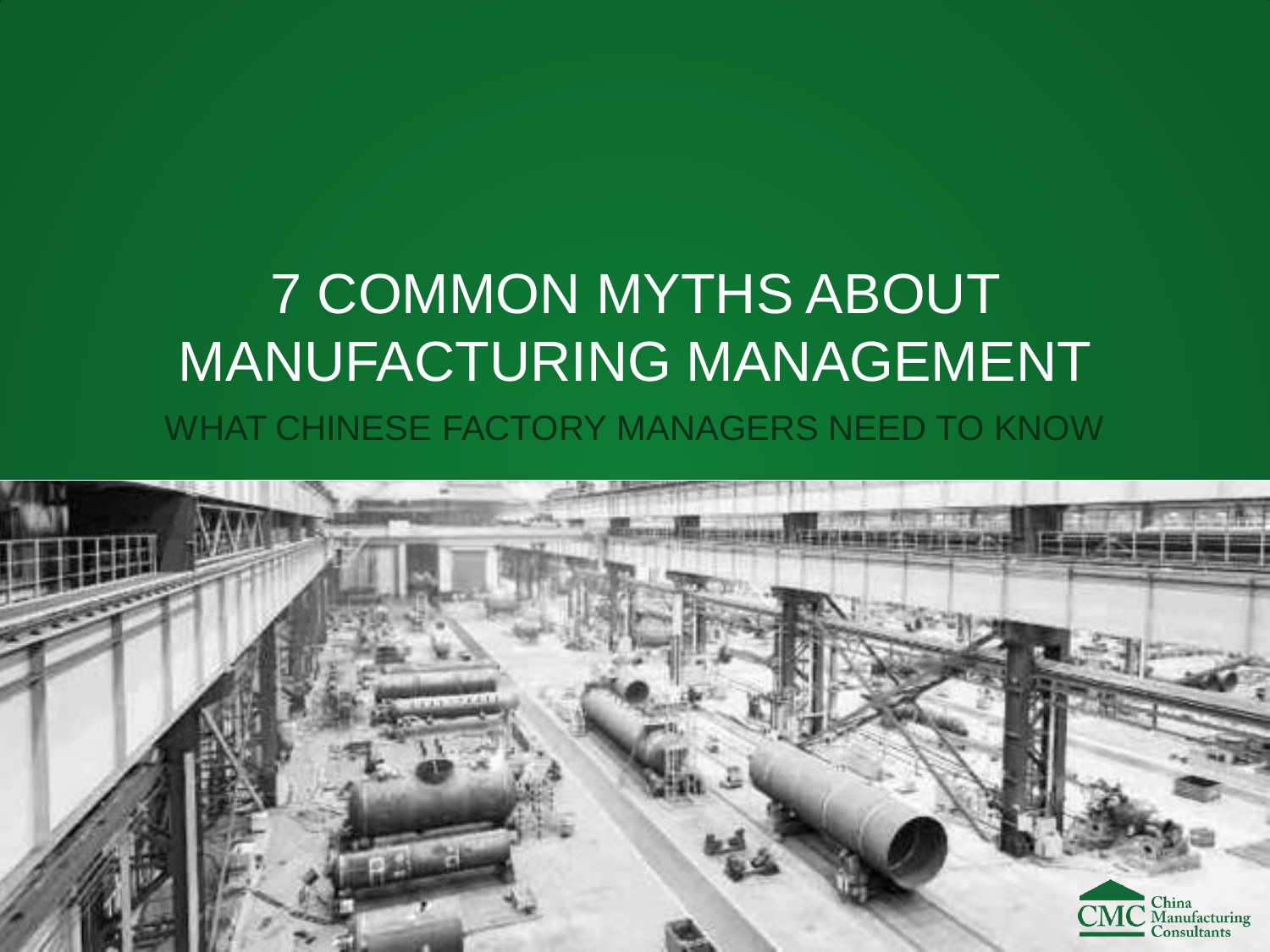# 7 COMMON MYTHS ABOUT MANUFACTURING MANAGEMENT

## WHAT CHINESE FACTORY MANAGERS NEED TO KNOW

CMC China Manufacturing Consultants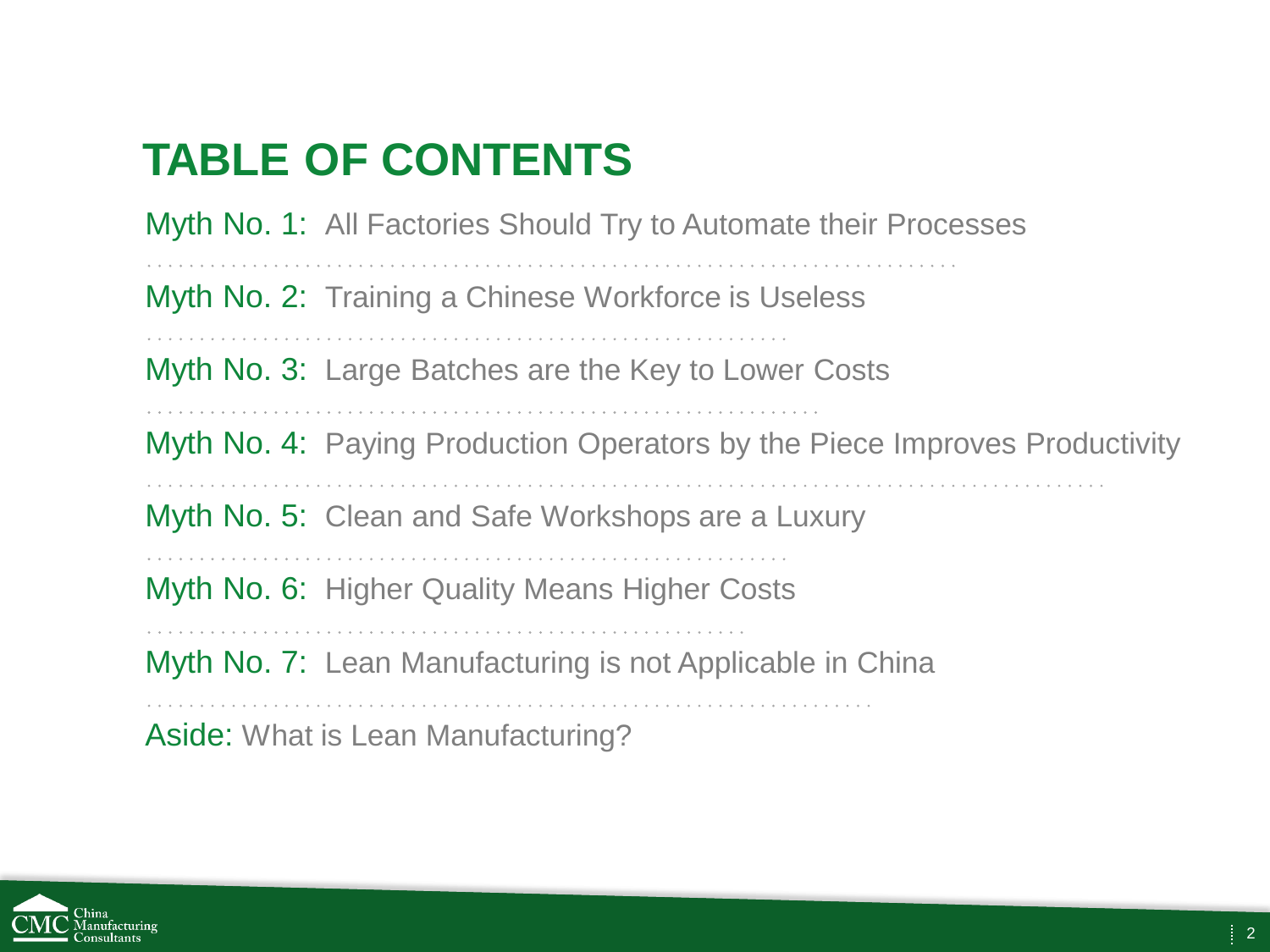# TABLE OF CONTENTS

Myth No. 1: All Factories Should Try to Automate their Processes

Myth No. 2: Training a Chinese Workforce is Useless

Myth No. 3: Large Batches are the Key to Lower Costs

Myth No. 4: Paying Production Operators by the Piece Improves Productivity

Myth No. 5: Clean and Safe Workshops are a Luxury

Myth No. 6: Higher Quality Means Higher Costs

Myth No. 7: Lean Manufacturing is not Applicable in China

Aside: What is Lean Manufacturing?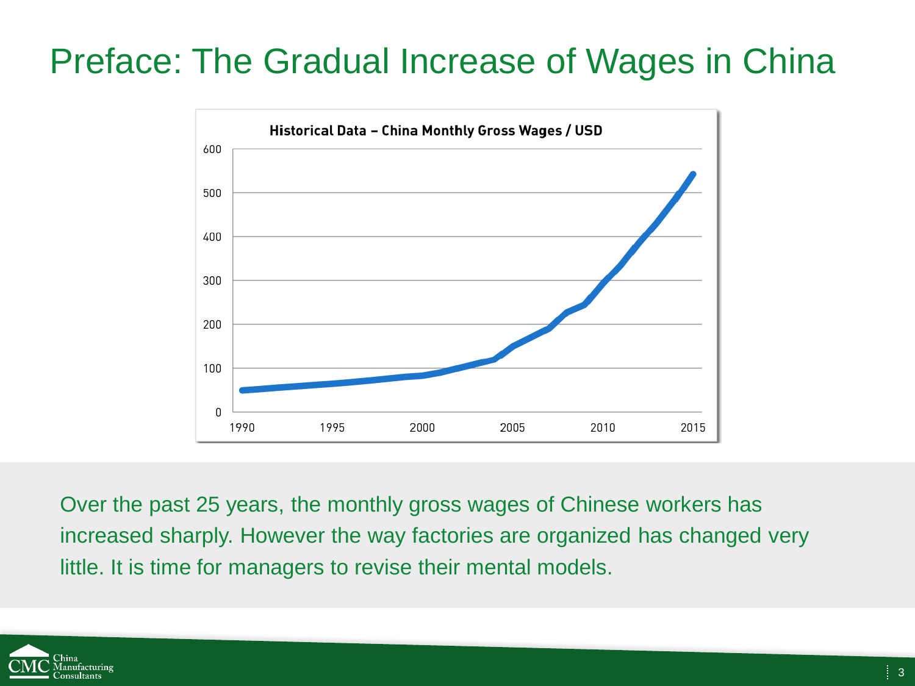# Preface: The Gradual Increase of Wages in China

**Historical Data – China Monthly Gross Wages / USD**

Over the past 25 years, the monthly gross wages of Chinese workers has increased sharply. However the way factories are organized has changed very little. It is time for managers to revise their mental models.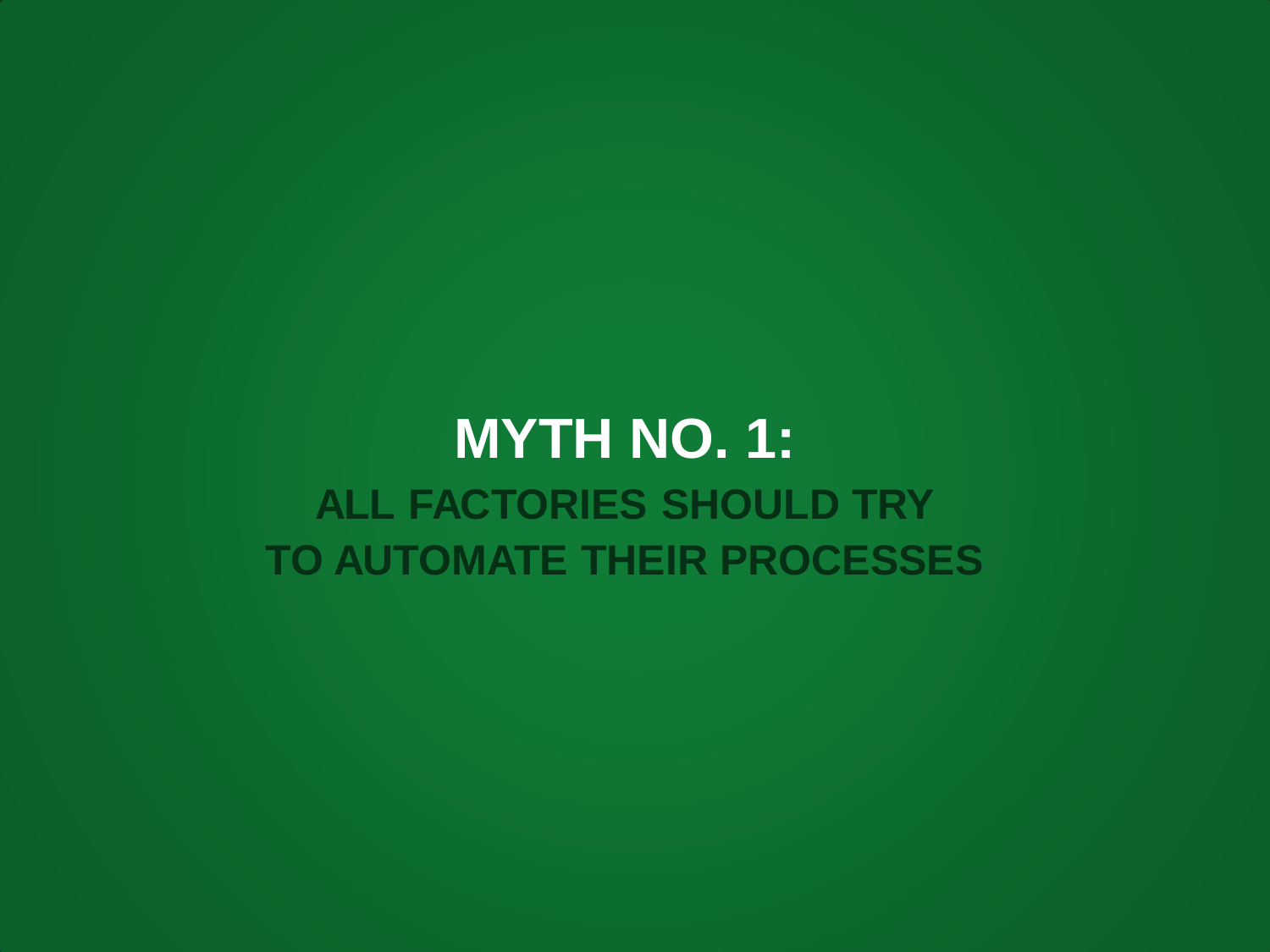# MYTH NO. 1:

## ALL FACTORIES SHOULD TRY TO AUTOMATE THEIR PROCESSES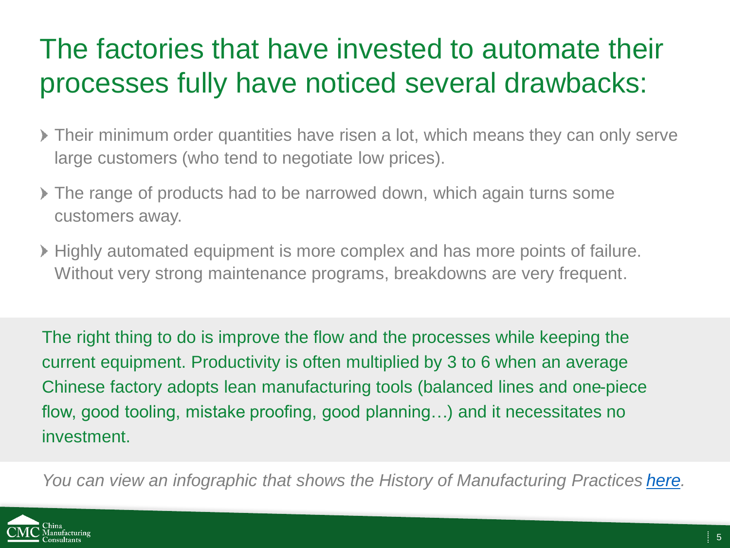# The factories that have invested to automate their processes fully have noticed several drawbacks:

- Their minimum order quantities have risen a lot, which means they can only serve large customers (who tend to negotiate low prices).
- The range of products had to be narrowed down, which again turns some customers away.
- Highly automated equipment is more complex and has more points of failure. Without very strong maintenance programs, breakdowns are very frequent.

The right thing to do is improve the flow and the processes while keeping the current equipment. Productivity is often multiplied by 3 to 6 when an average Chinese factory adopts lean manufacturing tools (balanced lines and one-piece flow, good tooling, mistake proofing, good planning…) and it necessitates no investment.

*You can view an infographic that shows the History of Manufacturing Practices [here](here).*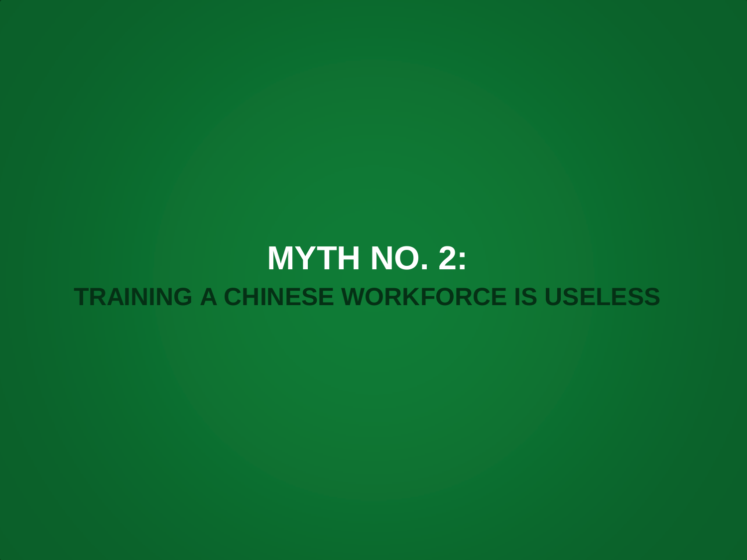# MYTH NO. 2:

## TRAINING A CHINESE WORKFORCE IS USELESS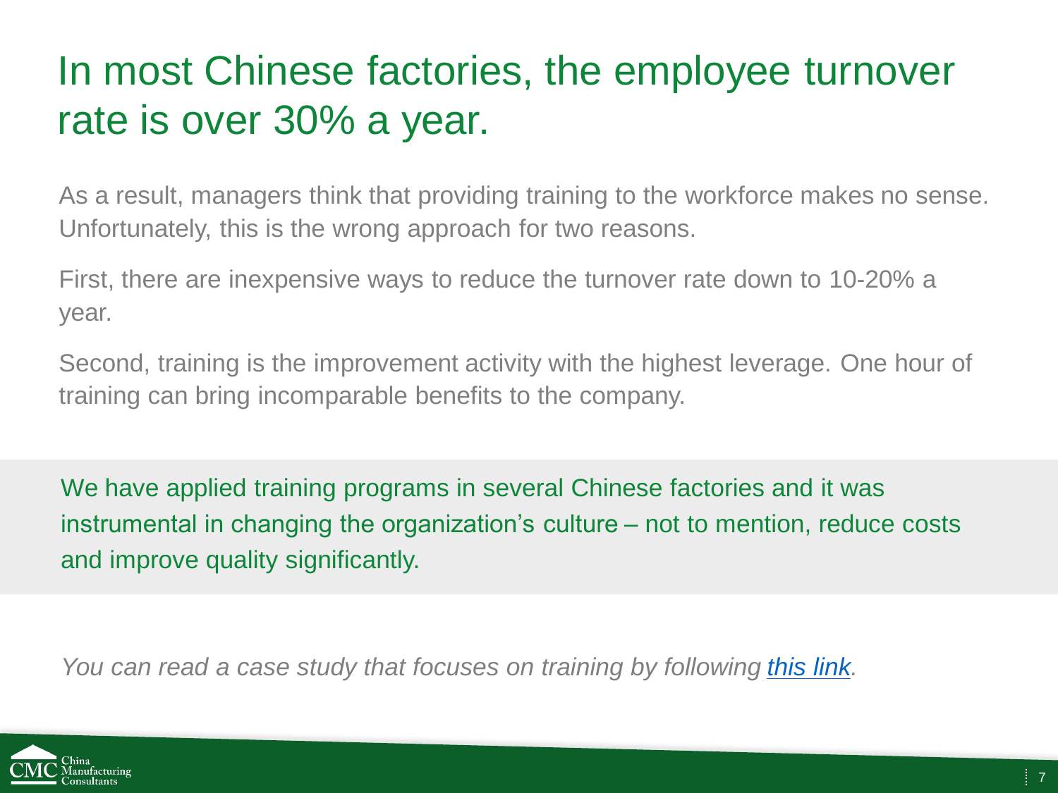# In most Chinese factories, the employee turnover rate is over 30% a year.

As a result, managers think that providing training to the workforce makes no sense. Unfortunately, this is the wrong approach for two reasons.

First, there are inexpensive ways to reduce the turnover rate down to 10-20% a year.

Second, training is the improvement activity with the highest leverage. One hour of training can bring incomparable benefits to the company.

We have applied training programs in several Chinese factories and it was instrumental in changing the organization's culture – not to mention, reduce costs and improve quality significantly.

*You can read a case study that focuses on training by following [this link](#).*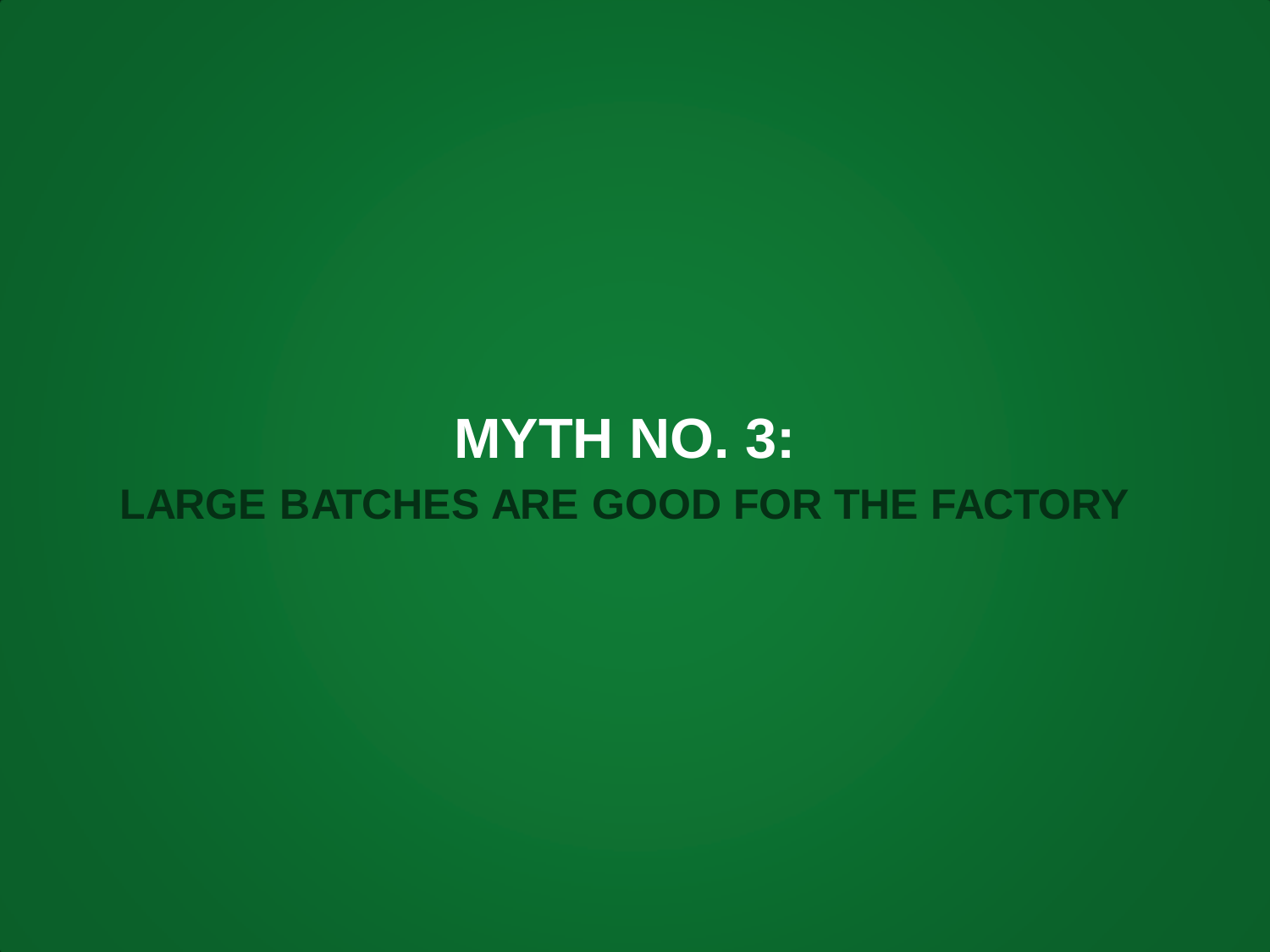# MYTH NO. 3:

## LARGE BATCHES ARE GOOD FOR THE FACTORY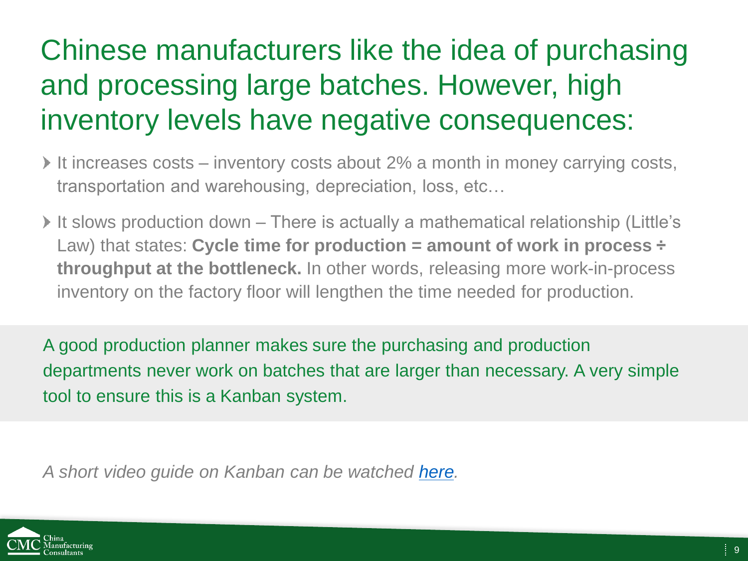# Chinese manufacturers like the idea of purchasing and processing large batches. However, high inventory levels have negative consequences:

- It increases costs – inventory costs about 2% a month in money carrying costs, transportation and warehousing, depreciation, loss, etc…
- It slows production down – There is actually a mathematical relationship (Little's Law) that states: **Cycle time for production = amount of work in process ÷ throughput at the bottleneck.** In other words, releasing more work-in-process inventory on the factory floor will lengthen the time needed for production.

A good production planner makes sure the purchasing and production departments never work on batches that are larger than necessary. A very simple tool to ensure this is a Kanban system.

*A short video guide on Kanban can be watched here.*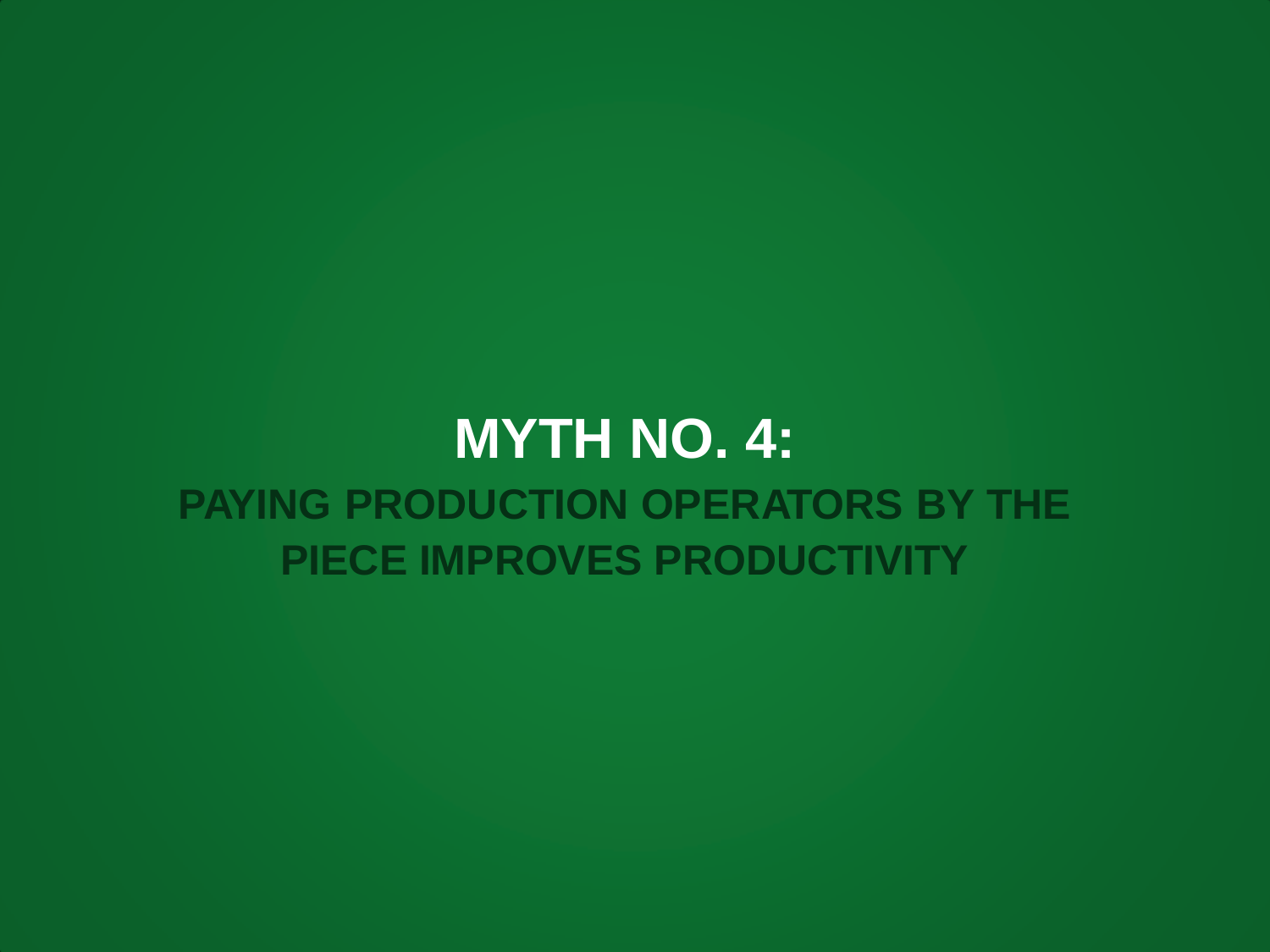# MYTH NO. 4:

## PAYING PRODUCTION OPERATORS BY THE PIECE IMPROVES PRODUCTIVITY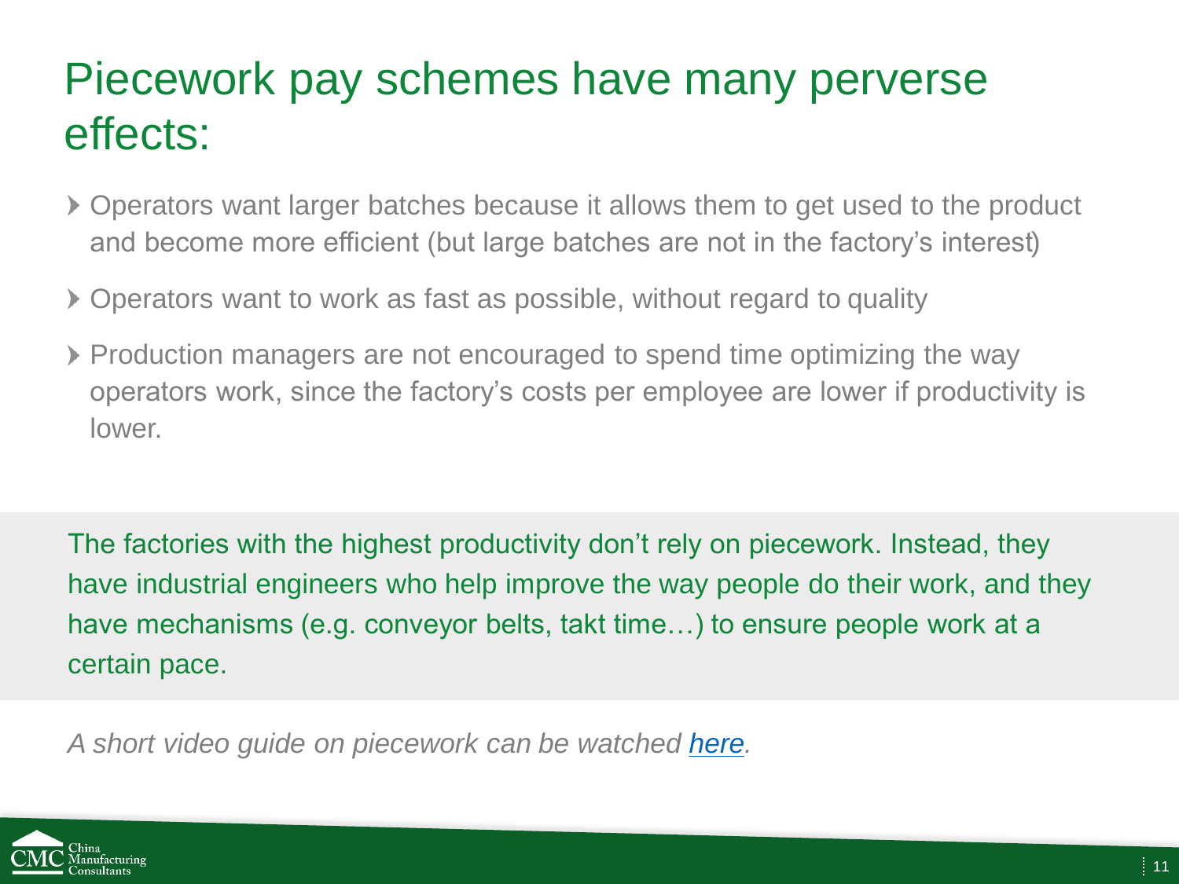# Piecework pay schemes have many perverse effects:

- Operators want larger batches because it allows them to get used to the product and become more efficient (but large batches are not in the factory's interest)
- Operators want to work as fast as possible, without regard to quality
- Production managers are not encouraged to spend time optimizing the way operators work, since the factory's costs per employee are lower if productivity is lower.

The factories with the highest productivity don't rely on piecework. Instead, they have industrial engineers who help improve the way people do their work, and they have mechanisms (e.g. conveyor belts, takt time…) to ensure people work at a certain pace.

*A short video guide on piecework can be watched here.*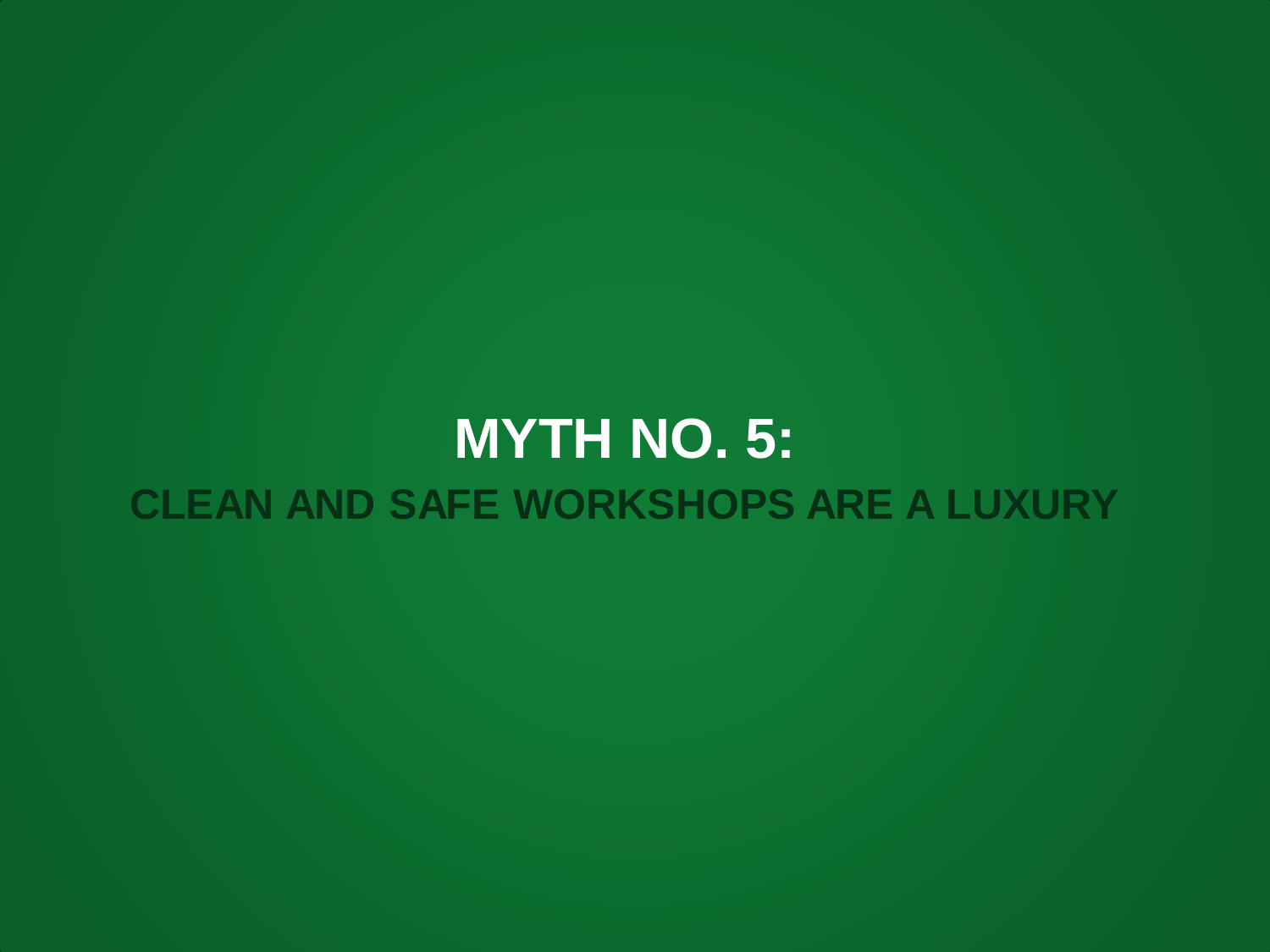# MYTH NO. 5:

## CLEAN AND SAFE WORKSHOPS ARE A LUXURY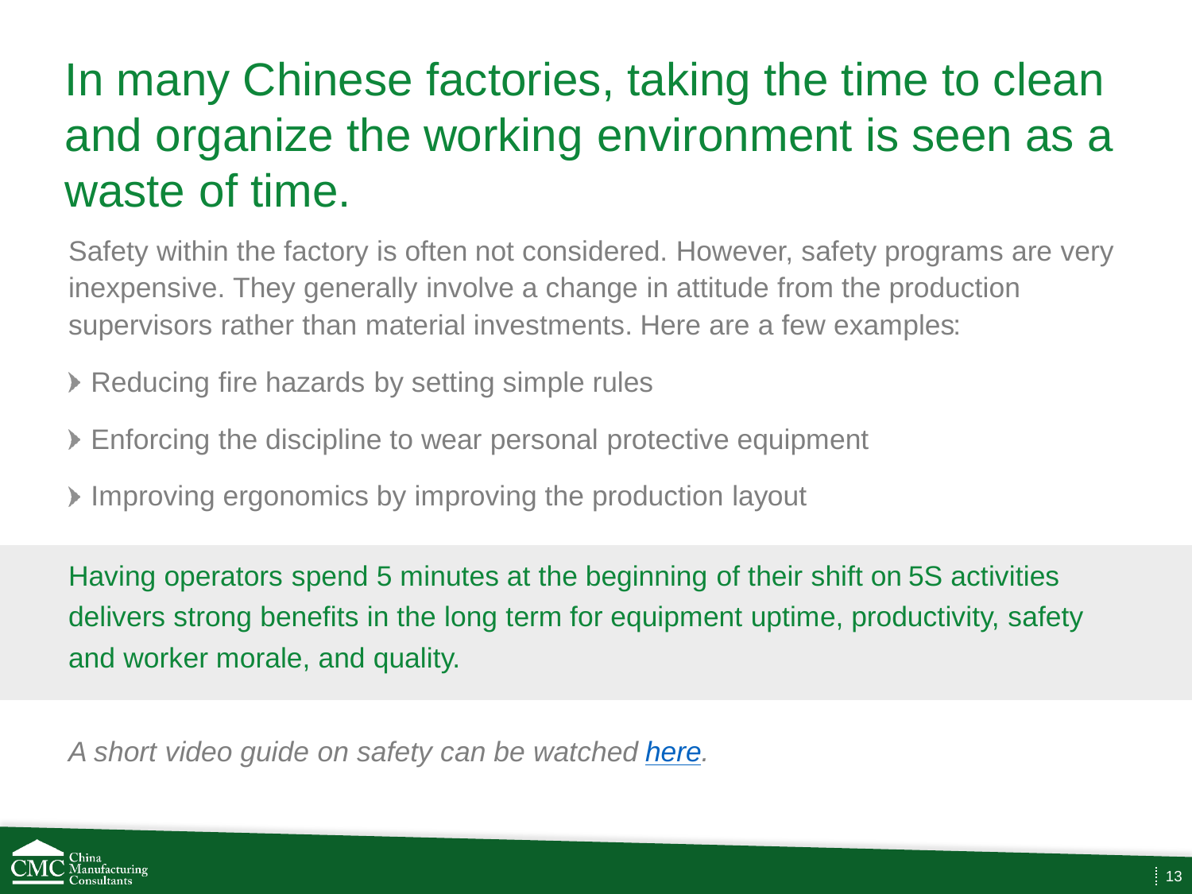# In many Chinese factories, taking the time to clean and organize the working environment is seen as a waste of time.

Safety within the factory is often not considered. However, safety programs are very inexpensive. They generally involve a change in attitude from the production supervisors rather than material investments. Here are a few examples:

- Reducing fire hazards by setting simple rules
- Enforcing the discipline to wear personal protective equipment
- Improving ergonomics by improving the production layout

Having operators spend 5 minutes at the beginning of their shift on 5S activities delivers strong benefits in the long term for equipment uptime, productivity, safety and worker morale, and quality.

*A short video guide on safety can be watched [here](#).*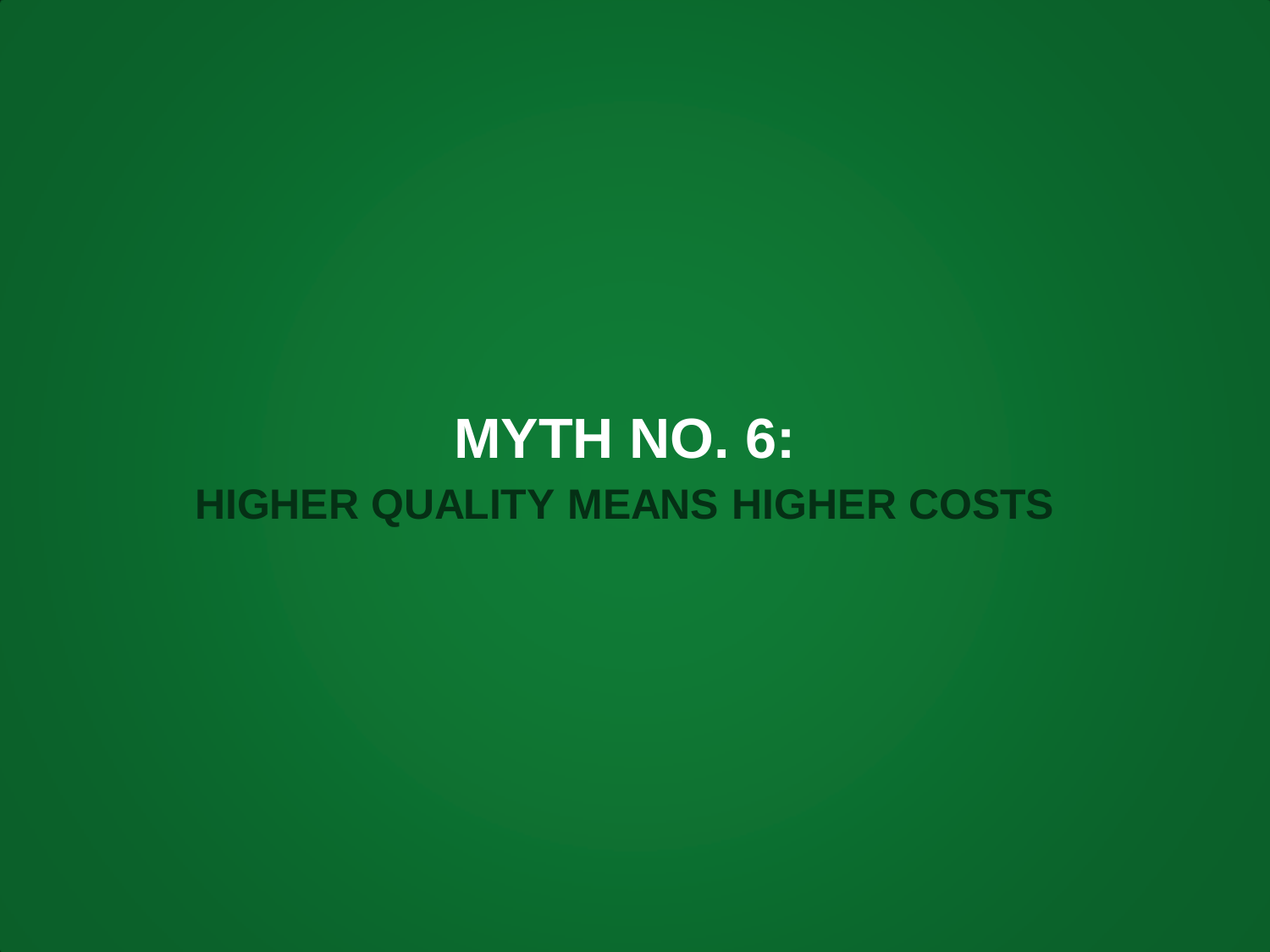# MYTH NO. 6:

## HIGHER QUALITY MEANS HIGHER COSTS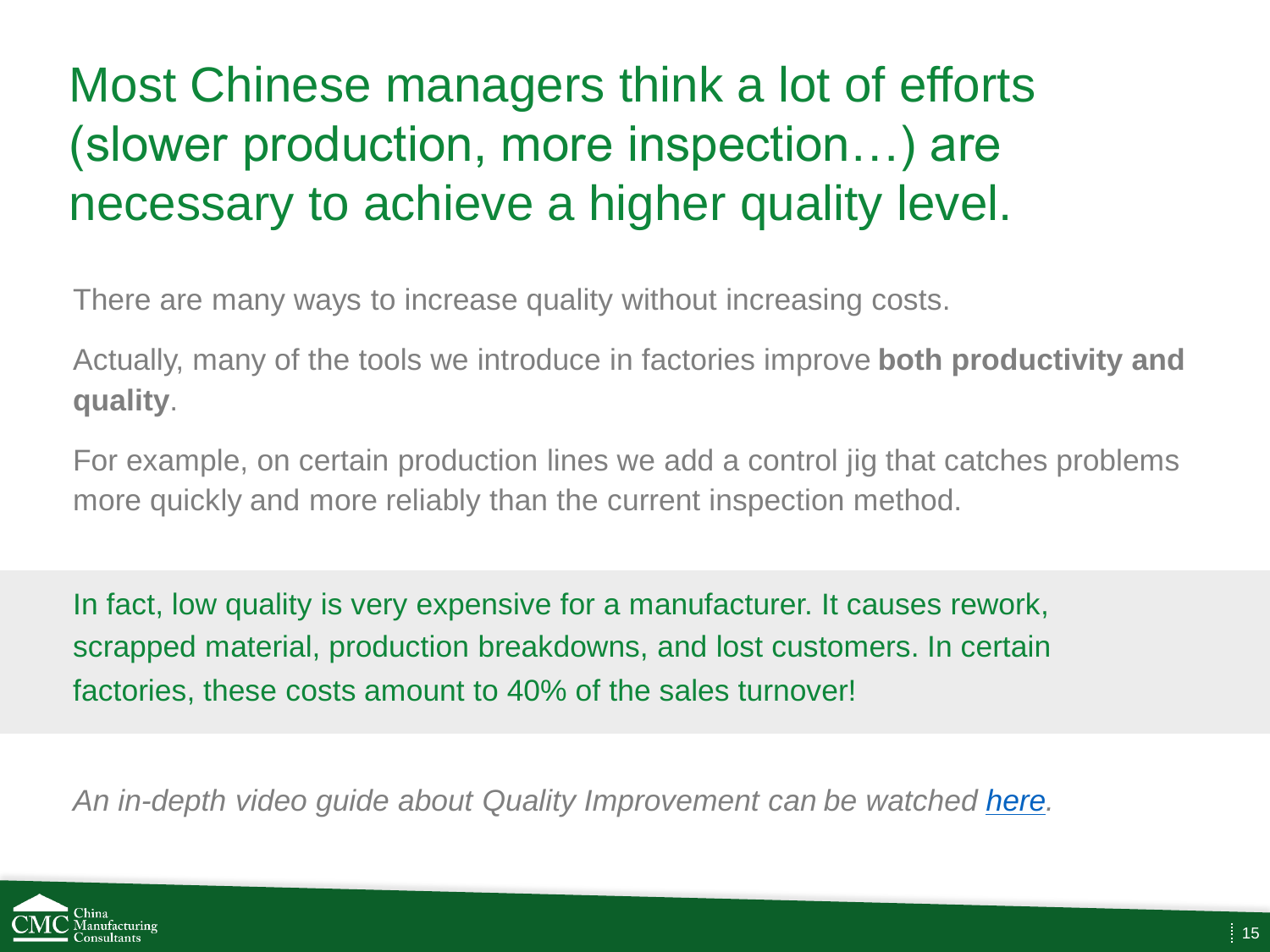# Most Chinese managers think a lot of efforts (slower production, more inspection…) are necessary to achieve a higher quality level.

There are many ways to increase quality without increasing costs.

Actually, many of the tools we introduce in factories improve **both productivity and quality**.

For example, on certain production lines we add a control jig that catches problems more quickly and more reliably than the current inspection method.

In fact, low quality is very expensive for a manufacturer. It causes rework, scrapped material, production breakdowns, and lost customers. In certain factories, these costs amount to 40% of the sales turnover!

*An in-depth video guide about Quality Improvement can be watched here.*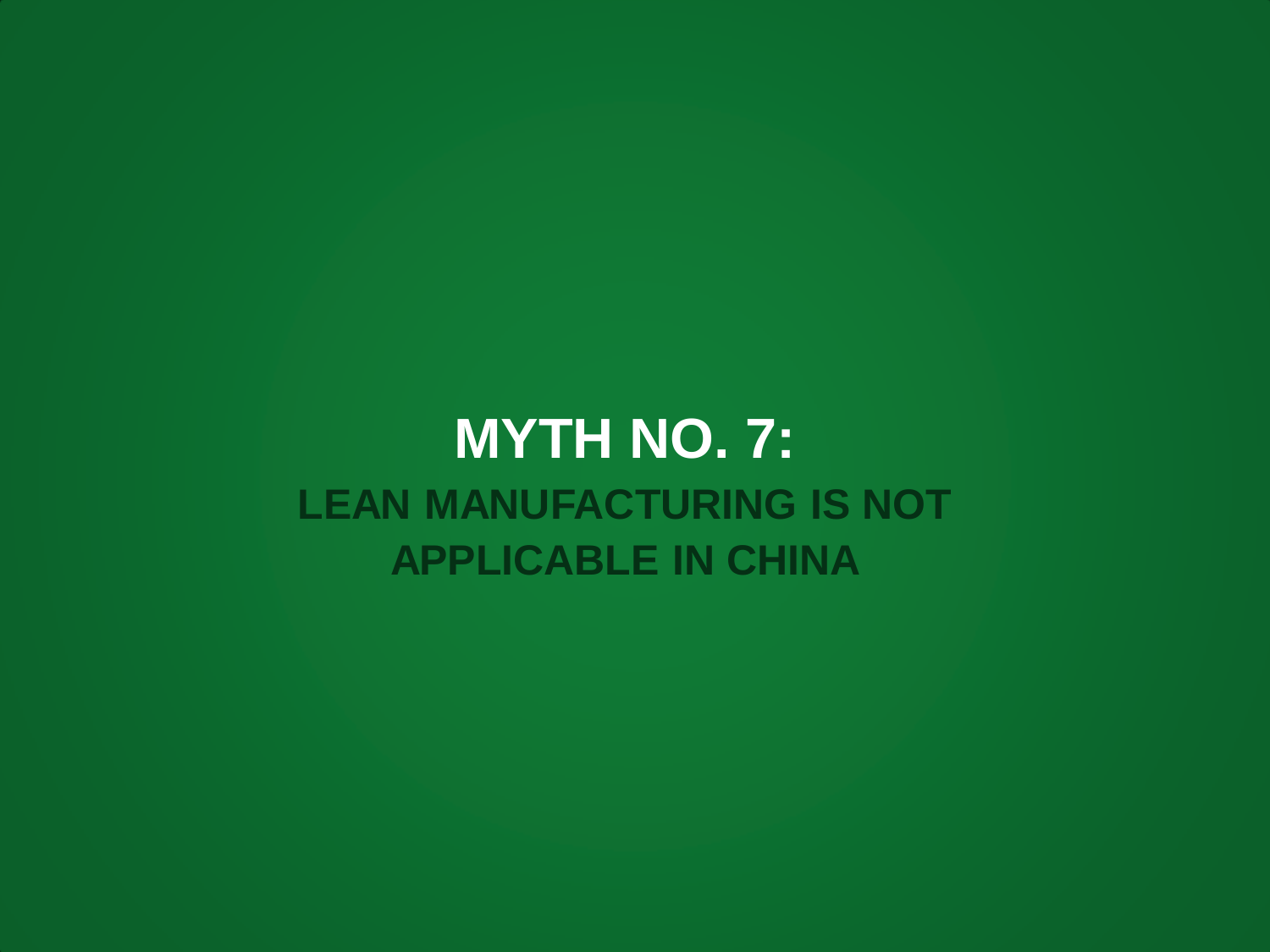# MYTH NO. 7:

## LEAN MANUFACTURING IS NOT APPLICABLE IN CHINA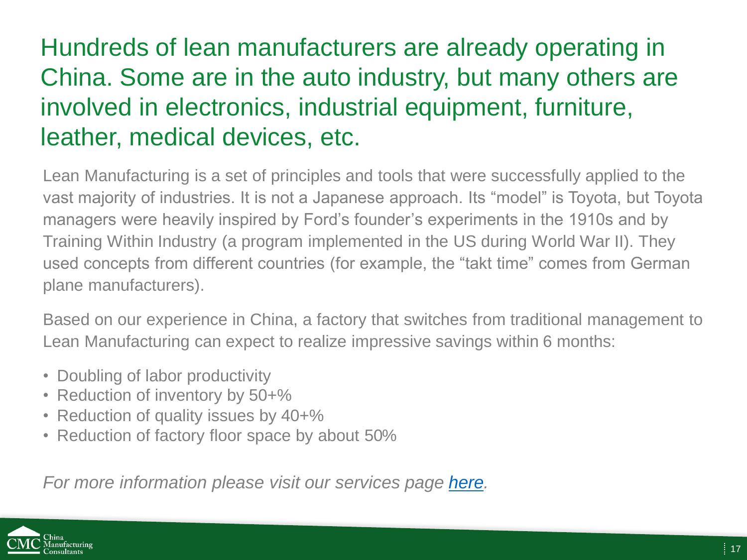# Hundreds of lean manufacturers are already operating in China. Some are in the auto industry, but many others are involved in electronics, industrial equipment, furniture, leather, medical devices, etc.

Lean Manufacturing is a set of principles and tools that were successfully applied to the vast majority of industries. It is not a Japanese approach. Its “model” is Toyota, but Toyota managers were heavily inspired by Ford’s founder’s experiments in the 1910s and by Training Within Industry (a program implemented in the US during World War II). They used concepts from different countries (for example, the “takt time” comes from German plane manufacturers).

Based on our experience in China, a factory that switches from traditional management to Lean Manufacturing can expect to realize impressive savings within 6 months:

- Doubling of labor productivity
- Reduction of inventory by 50+%
- Reduction of quality issues by 40+%
- Reduction of factory floor space by about 50%

*For more information please visit our services page [here](#).*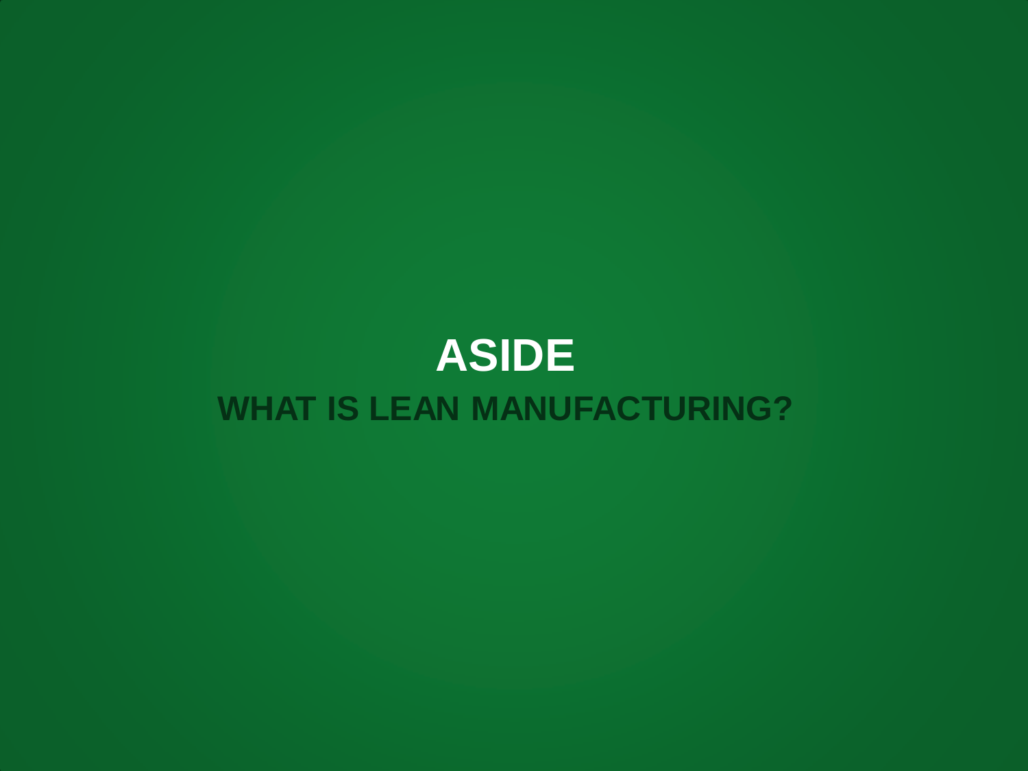# ASIDE

## WHAT IS LEAN MANUFACTURING?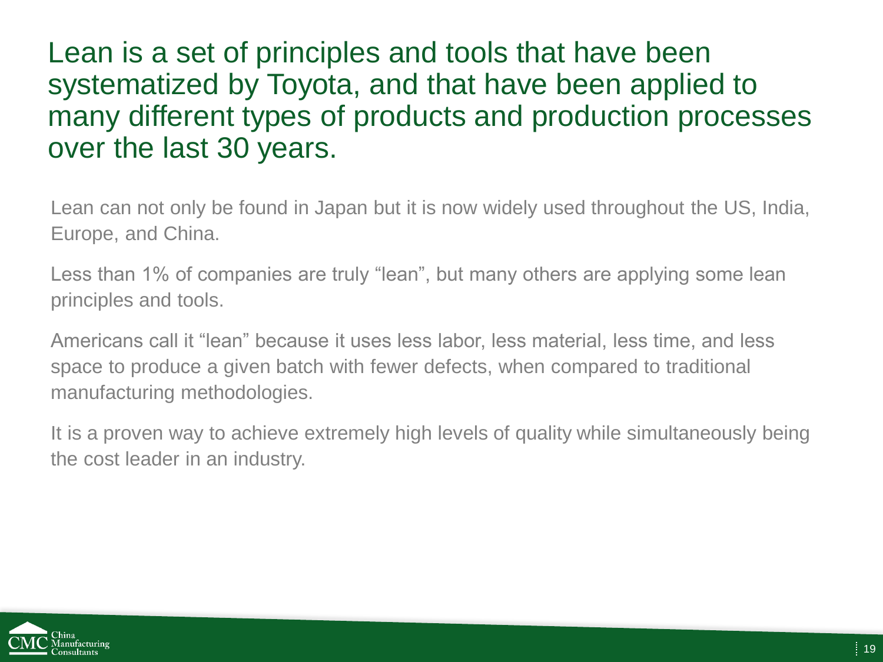# Lean is a set of principles and tools that have been systematized by Toyota, and that have been applied to many different types of products and production processes over the last 30 years.

Lean can not only be found in Japan but it is now widely used throughout the US, India, Europe, and China.

Less than 1% of companies are truly "lean", but many others are applying some lean principles and tools.

Americans call it "lean" because it uses less labor, less material, less time, and less space to produce a given batch with fewer defects, when compared to traditional manufacturing methodologies.

It is a proven way to achieve extremely high levels of quality while simultaneously being the cost leader in an industry.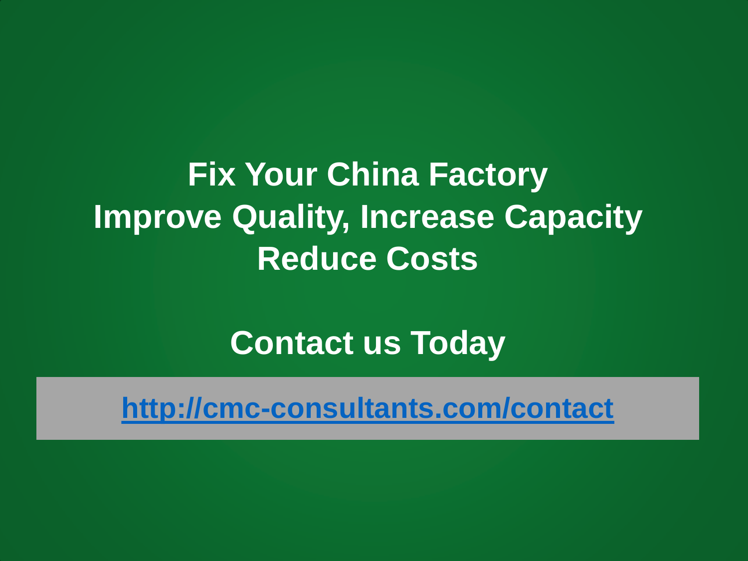**Fix Your China Factory**
**Improve Quality, Increase Capacity**
**Reduce Costs**

**Contact us Today**

**http://cmc-consultants.com/contact**